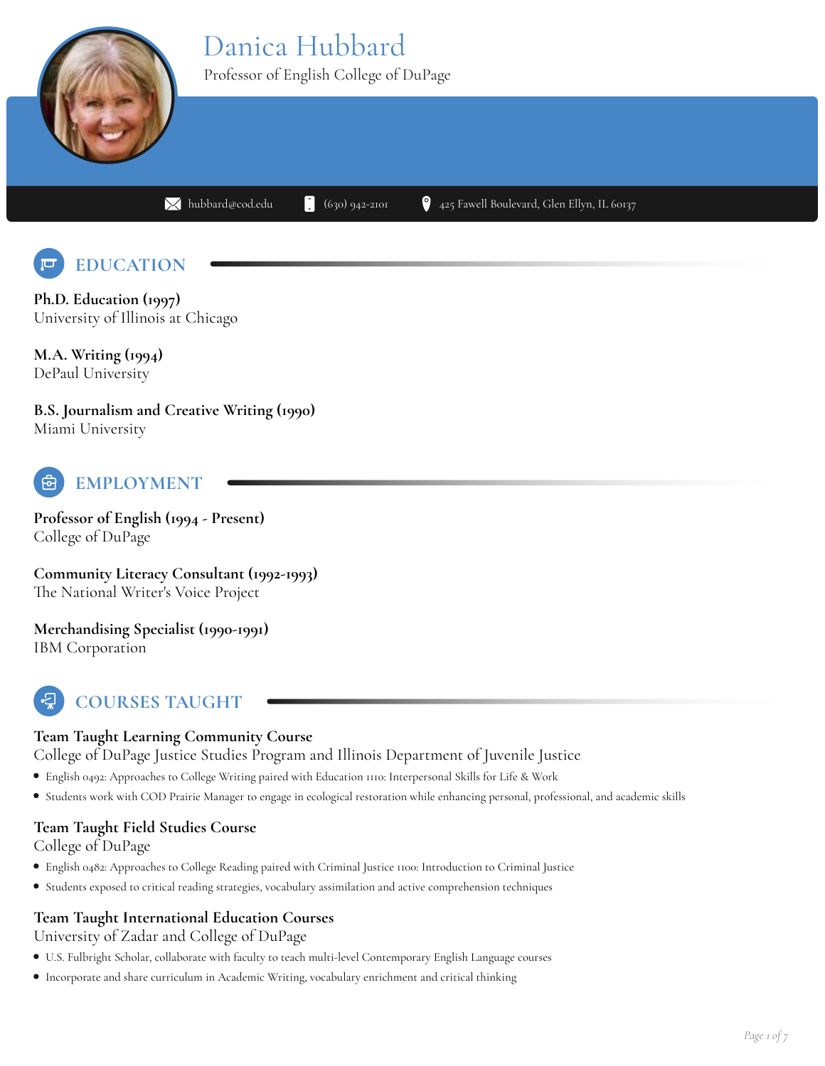# Danica Hubbard

Professor of English College of DuPage

hubbard@cod.edu | (630) 942-2101 | 425 Fawell Boulevard, Glen Ellyn, IL 60137

## EDUCATION

**Ph.D. Education (1997)**
University of Illinois at Chicago

**M.A. Writing (1994)**
DePaul University

**B.S. Journalism and Creative Writing (1990)**
Miami University

## EMPLOYMENT

**Professor of English (1994 - Present)**
College of DuPage

**Community Literacy Consultant (1992-1993)**
The National Writer's Voice Project

**Merchandising Specialist (1990-1991)**
IBM Corporation

## COURSES TAUGHT

**Team Taught Learning Community Course**
College of DuPage Justice Studies Program and Illinois Department of Juvenile Justice

- English 0492: Approaches to College Writing paired with Education 1110: Interpersonal Skills for Life & Work
- Students work with COD Prairie Manager to engage in ecological restoration while enhancing personal, professional, and academic skills

**Team Taught Field Studies Course**
College of DuPage

- English 0482: Approaches to College Reading paired with Criminal Justice 1100: Introduction to Criminal Justice
- Students exposed to critical reading strategies, vocabulary assimilation and active comprehension techniques

**Team Taught International Education Courses**
University of Zadar and College of DuPage

- U.S. Fulbright Scholar, collaborate with faculty to teach multi-level Contemporary English Language courses
- Incorporate and share curriculum in Academic Writing, vocabulary enrichment and critical thinking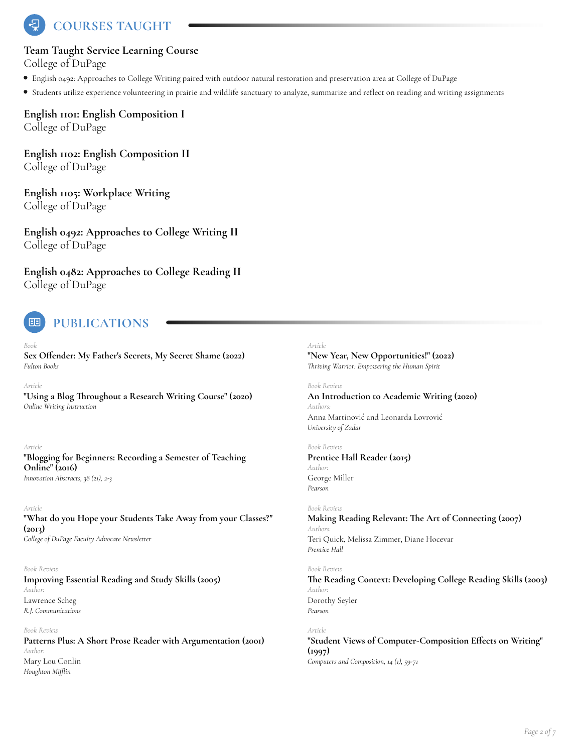## COURSES TAUGHT

### Team Taught Service Learning Course
College of DuPage

- English 0492: Approaches to College Writing paired with outdoor natural restoration and preservation area at College of DuPage
- Students utilize experience volunteering in prairie and wildlife sanctuary to analyze, summarize and reflect on reading and writing assignments

### English 1101: English Composition I
College of DuPage

### English 1102: English Composition II
College of DuPage

### English 1105: Workplace Writing
College of DuPage

### English 0492: Approaches to College Writing II
College of DuPage

### English 0482: Approaches to College Reading II
College of DuPage

## PUBLICATIONS

*Book*
**Sex Offender: My Father's Secrets, My Secret Shame (2022)**
*Fulton Books*

*Article*
**"Using a Blog Throughout a Research Writing Course" (2020)**
*Online Writing Instruction*

*Article*
**"Blogging for Beginners: Recording a Semester of Teaching Online" (2016)**
*Innovation Abstracts, 38 (21), 2-3*

*Article*
**"What do you Hope your Students Take Away from your Classes?" (2013)**
*College of DuPage Faculty Advocate Newsletter*

*Book Review*
**Improving Essential Reading and Study Skills (2005)**
*Author:*
Lawrence Scheg
*R.J. Communications*

*Book Review*
**Patterns Plus: A Short Prose Reader with Argumentation (2001)**
*Author:*
Mary Lou Conlin
*Houghton Mifflin*

*Article*
**"New Year, New Opportunities!" (2022)**
*Thriving Warrior: Empowering the Human Spirit*

*Book Review*
**An Introduction to Academic Writing (2020)**
*Authors:*
Anna Martinović and Leonarda Lovrović
*University of Zadar*

*Book Review*
**Prentice Hall Reader (2015)**
*Author:*
George Miller
*Pearson*

*Book Review*
**Making Reading Relevant: The Art of Connecting (2007)**
*Authors:*
Teri Quick, Melissa Zimmer, Diane Hocevar
*Prentice Hall*

*Book Review*
**The Reading Context: Developing College Reading Skills (2003)**
*Author:*
Dorothy Seyler
*Pearson*

*Article*
**"Student Views of Computer-Composition Effects on Writing" (1997)**
*Computers and Composition, 14 (1), 59-71*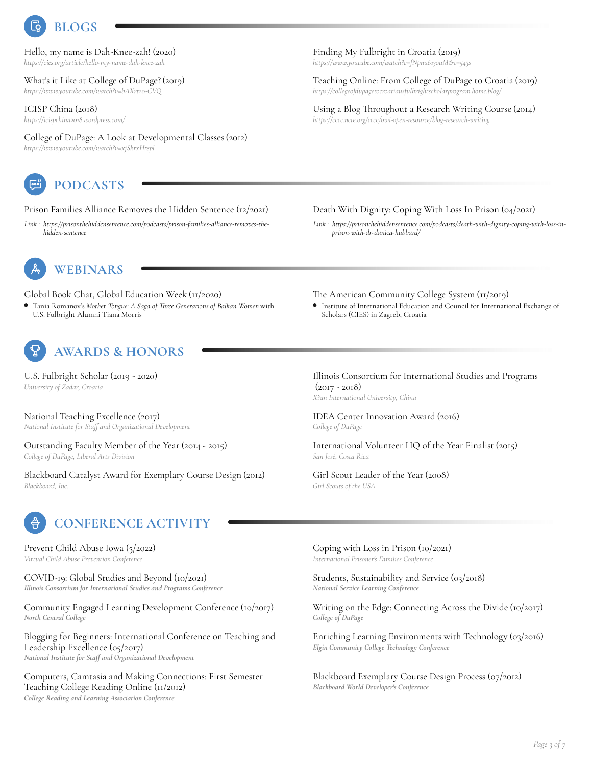## BLOGS

Hello, my name is Dah-Knee-zah! (2020)
*https://cies.org/article/hello-my-name-dah-knee-zah*

What's it Like at College of DuPage? (2019)
*https://www.youtube.com/watch?v=bAXrt2o-CVQ*

ICISP China (2018)
*https://icispchina2018.wordpress.com/*

College of DuPage: A Look at Developmental Classes (2012)
*https://www.youtube.com/watch?v=xjSkrxHzspI*

Finding My Fulbright in Croatia (2019)
*https://www.youtube.com/watch?v=fNpnu6130uM&t=543s*

Teaching Online: From College of DuPage to Croatia (2019)
*https://collegeofdupagetocroatiausfulbrightscholarprogram.home.blog/*

Using a Blog Throughout a Research Writing Course (2014)
*https://cccc.ncte.org/cccc/owi-open-resource/blog-research-writing*

## PODCASTS

Prison Families Alliance Removes the Hidden Sentence (12/2021)
*Link : https://prisonthehiddensentence.com/podcasts/prison-families-alliance-removes-the-hidden-sentence*

Death With Dignity: Coping With Loss In Prison (04/2021)
*Link : https://prisonthehiddensentence.com/podcasts/death-with-dignity-coping-with-loss-in-prison-with-dr-danica-hubbard/*

## WEBINARS

Global Book Chat, Global Education Week (11/2020)

- Tania Romanov's *Mother Tongue: A Saga of Three Generations of Balkan Women* with U.S. Fulbright Alumni Tiana Morris

The American Community College System (11/2019)

- Institute of International Education and Council for International Exchange of Scholars (CIES) in Zagreb, Croatia

## AWARDS & HONORS

U.S. Fulbright Scholar (2019 - 2020)
*University of Zadar, Croatia*

National Teaching Excellence (2017)
*National Institute for Staff and Organizational Development*

Outstanding Faculty Member of the Year (2014 - 2015)
*College of DuPage, Liberal Arts Division*

Blackboard Catalyst Award for Exemplary Course Design (2012)
*Blackboard, Inc.*

Illinois Consortium for International Studies and Programs (2017 - 2018)
*Xi'an International University, China*

IDEA Center Innovation Award (2016)
*College of DuPage*

International Volunteer HQ of the Year Finalist (2015)
*San José, Costa Rica*

Girl Scout Leader of the Year (2008)
*Girl Scouts of the USA*

## CONFERENCE ACTIVITY

Prevent Child Abuse Iowa (5/2022)
*Virtual Child Abuse Prevention Conference*

COVID-19: Global Studies and Beyond (10/2021)
*Illinois Consortium for International Studies and Programs Conference*

Community Engaged Learning Development Conference (10/2017)
*North Central College*

Blogging for Beginners: International Conference on Teaching and Leadership Excellence (05/2017)
*National Institute for Staff and Organizational Development*

Computers, Camtasia and Making Connections: First Semester Teaching College Reading Online (11/2012)
*College Reading and Learning Association Conference*

Coping with Loss in Prison (10/2021)
*International Prisoner's Families Conference*

Students, Sustainability and Service (03/2018)
*National Service Learning Conference*

Writing on the Edge: Connecting Across the Divide (10/2017)
*College of DuPage*

Enriching Learning Environments with Technology (03/2016)
*Elgin Community College Technology Conference*

Blackboard Exemplary Course Design Process (07/2012)
*Blackboard World Developer's Conference*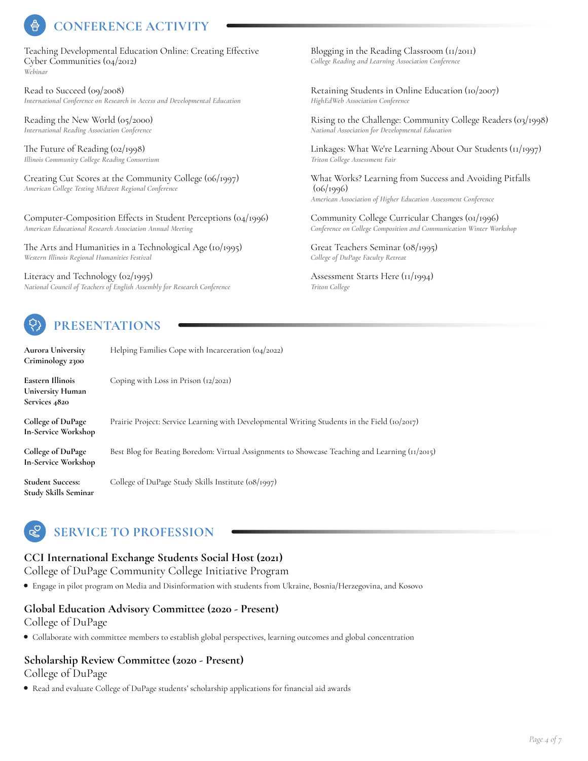## CONFERENCE ACTIVITY

Teaching Developmental Education Online: Creating Effective Cyber Communities (04/2012)
*Webinar*

Read to Succeed (09/2008)
*International Conference on Research in Access and Developmental Education*

Reading the New World (05/2000)
*International Reading Association Conference*

The Future of Reading (02/1998)
*Illinois Community College Reading Consortium*

Creating Cut Scores at the Community College (06/1997)
*American College Testing Midwest Regional Conference*

Computer-Composition Effects in Student Perceptions (04/1996)
*American Educational Research Association Annual Meeting*

The Arts and Humanities in a Technological Age (10/1995)
*Western Illinois Regional Humanities Festival*

Literacy and Technology (02/1995)
*National Council of Teachers of English Assembly for Research Conference*

Blogging in the Reading Classroom (11/2011)
*College Reading and Learning Association Conference*

Retaining Students in Online Education (10/2007)
*HighEdWeb Association Conference*

Rising to the Challenge: Community College Readers (03/1998)
*National Association for Developmental Education*

Linkages: What We're Learning About Our Students (11/1997)
*Triton College Assessment Fair*

What Works? Learning from Success and Avoiding Pitfalls (06/1996)
*American Association of Higher Education Assessment Conference*

Community College Curricular Changes (01/1996)
*Conference on College Composition and Communication Winter Workshop*

Great Teachers Seminar (08/1995)
*College of DuPage Faculty Retreat*

Assessment Starts Here (11/1994)
*Triton College*

## PRESENTATIONS

**Aurora University Criminology 2300** — Helping Families Cope with Incarceration (04/2022)

**Eastern Illinois University Human Services 4820** — Coping with Loss in Prison (12/2021)

**College of DuPage In-Service Workshop** — Prairie Project: Service Learning with Developmental Writing Students in the Field (10/2017)

**College of DuPage In-Service Workshop** — Best Blog for Beating Boredom: Virtual Assignments to Showcase Teaching and Learning (11/2015)

**Student Success: Study Skills Seminar** — College of DuPage Study Skills Institute (08/1997)

## SERVICE TO PROFESSION

### CCI International Exchange Students Social Host (2021)
College of DuPage Community College Initiative Program

- Engage in pilot program on Media and Disinformation with students from Ukraine, Bosnia/Herzegovina, and Kosovo

### Global Education Advisory Committee (2020 - Present)
College of DuPage

- Collaborate with committee members to establish global perspectives, learning outcomes and global concentration

### Scholarship Review Committee (2020 - Present)
College of DuPage

- Read and evaluate College of DuPage students' scholarship applications for financial aid awards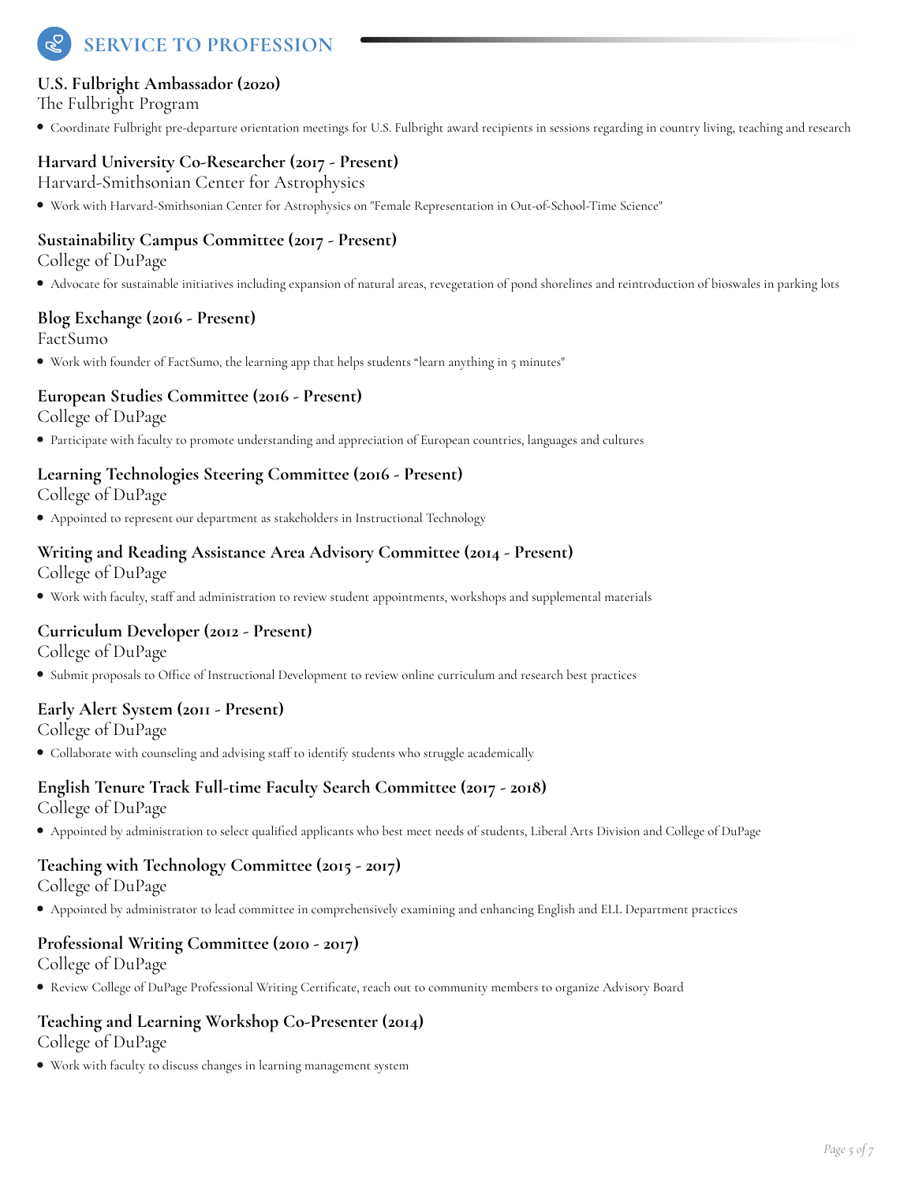## SERVICE TO PROFESSION

### U.S. Fulbright Ambassador (2020)

The Fulbright Program

- Coordinate Fulbright pre-departure orientation meetings for U.S. Fulbright award recipients in sessions regarding in country living, teaching and research

### Harvard University Co-Researcher (2017 - Present)

Harvard-Smithsonian Center for Astrophysics

- Work with Harvard-Smithsonian Center for Astrophysics on "Female Representation in Out-of-School-Time Science"

### Sustainability Campus Committee (2017 - Present)

College of DuPage

- Advocate for sustainable initiatives including expansion of natural areas, revegetation of pond shorelines and reintroduction of bioswales in parking lots

### Blog Exchange (2016 - Present)

FactSumo

- Work with founder of FactSumo, the learning app that helps students "learn anything in 5 minutes"

### European Studies Committee (2016 - Present)

College of DuPage

- Participate with faculty to promote understanding and appreciation of European countries, languages and cultures

### Learning Technologies Steering Committee (2016 - Present)

College of DuPage

- Appointed to represent our department as stakeholders in Instructional Technology

### Writing and Reading Assistance Area Advisory Committee (2014 - Present)

College of DuPage

- Work with faculty, staff and administration to review student appointments, workshops and supplemental materials

### Curriculum Developer (2012 - Present)

College of DuPage

- Submit proposals to Office of Instructional Development to review online curriculum and research best practices

### Early Alert System (2011 - Present)

College of DuPage

- Collaborate with counseling and advising staff to identify students who struggle academically

### English Tenure Track Full-time Faculty Search Committee (2017 - 2018)

College of DuPage

- Appointed by administration to select qualified applicants who best meet needs of students, Liberal Arts Division and College of DuPage

### Teaching with Technology Committee (2015 - 2017)

College of DuPage

- Appointed by administrator to lead committee in comprehensively examining and enhancing English and ELL Department practices

### Professional Writing Committee (2010 - 2017)

College of DuPage

- Review College of DuPage Professional Writing Certificate, reach out to community members to organize Advisory Board

### Teaching and Learning Workshop Co-Presenter (2014)

College of DuPage

- Work with faculty to discuss changes in learning management system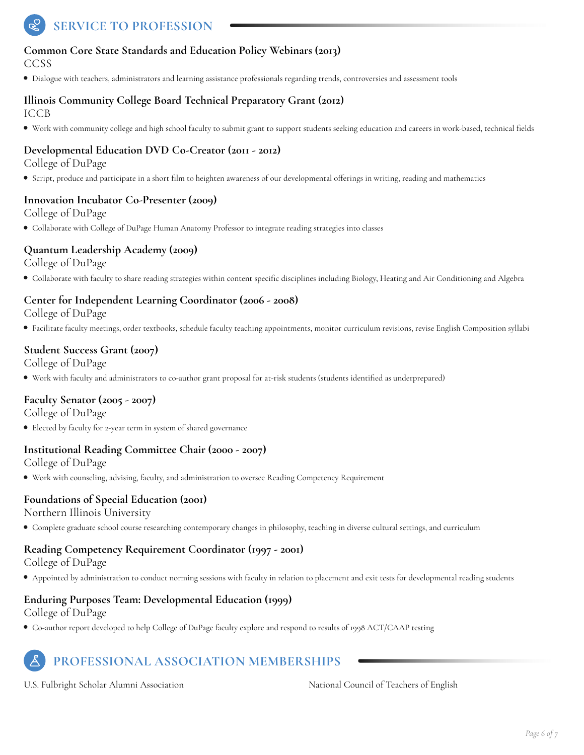## SERVICE TO PROFESSION

### Common Core State Standards and Education Policy Webinars (2013)
CCSS

- Dialogue with teachers, administrators and learning assistance professionals regarding trends, controversies and assessment tools

### Illinois Community College Board Technical Preparatory Grant (2012)
ICCB

- Work with community college and high school faculty to submit grant to support students seeking education and careers in work-based, technical fields

### Developmental Education DVD Co-Creator (2011 - 2012)
College of DuPage

- Script, produce and participate in a short film to heighten awareness of our developmental offerings in writing, reading and mathematics

### Innovation Incubator Co-Presenter (2009)
College of DuPage

- Collaborate with College of DuPage Human Anatomy Professor to integrate reading strategies into classes

### Quantum Leadership Academy (2009)
College of DuPage

- Collaborate with faculty to share reading strategies within content specific disciplines including Biology, Heating and Air Conditioning and Algebra

### Center for Independent Learning Coordinator (2006 - 2008)
College of DuPage

- Facilitate faculty meetings, order textbooks, schedule faculty teaching appointments, monitor curriculum revisions, revise English Composition syllabi

### Student Success Grant (2007)
College of DuPage

- Work with faculty and administrators to co-author grant proposal for at-risk students (students identified as underprepared)

### Faculty Senator (2005 - 2007)
College of DuPage

- Elected by faculty for 2-year term in system of shared governance

### Institutional Reading Committee Chair (2000 - 2007)
College of DuPage

- Work with counseling, advising, faculty, and administration to oversee Reading Competency Requirement

### Foundations of Special Education (2001)
Northern Illinois University

- Complete graduate school course researching contemporary changes in philosophy, teaching in diverse cultural settings, and curriculum

### Reading Competency Requirement Coordinator (1997 - 2001)
College of DuPage

- Appointed by administration to conduct norming sessions with faculty in relation to placement and exit tests for developmental reading students

### Enduring Purposes Team: Developmental Education (1999)
College of DuPage

- Co-author report developed to help College of DuPage faculty explore and respond to results of 1998 ACT/CAAP testing

## PROFESSIONAL ASSOCIATION MEMBERSHIPS

U.S. Fulbright Scholar Alumni Association

National Council of Teachers of English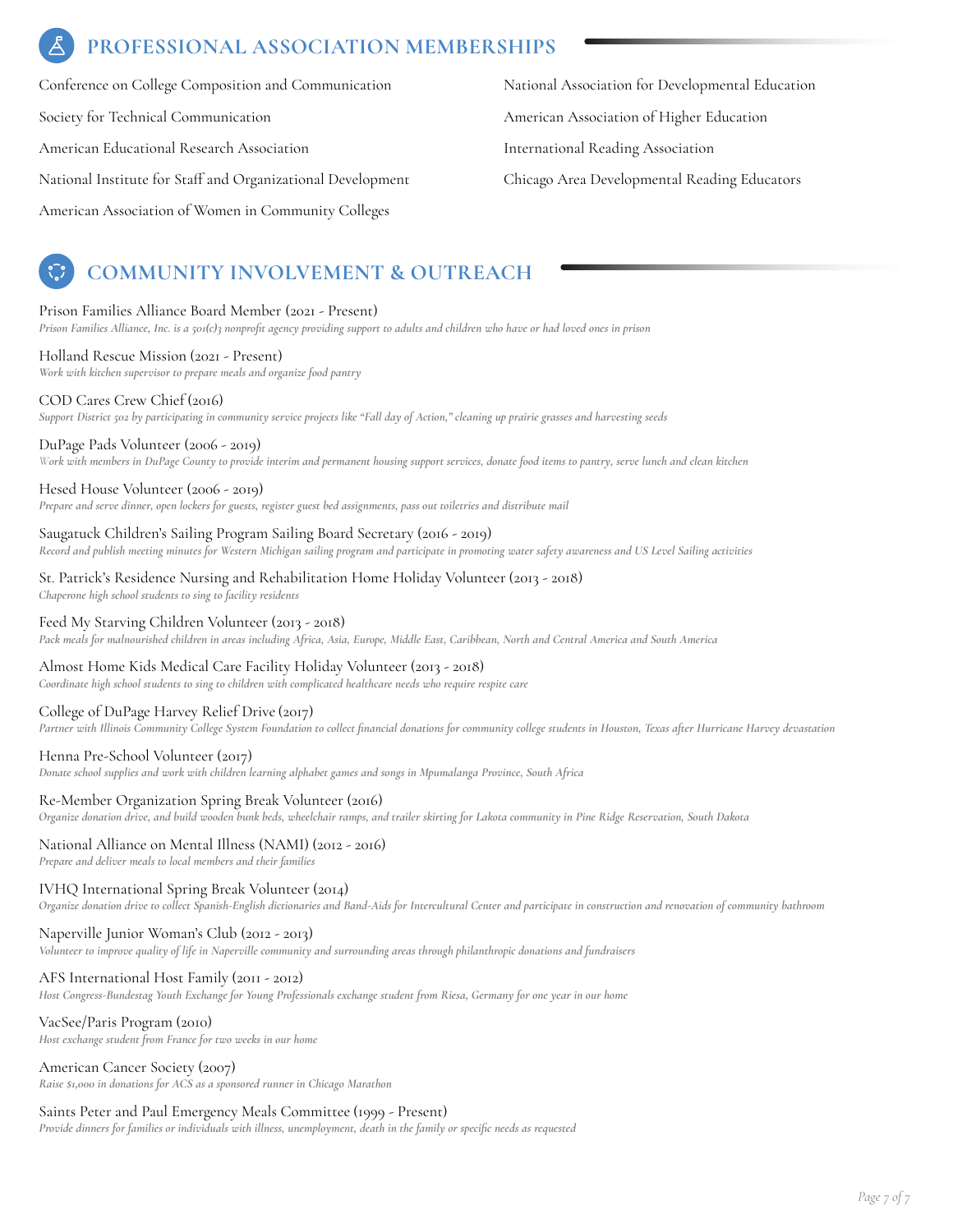## PROFESSIONAL ASSOCIATION MEMBERSHIPS

Conference on College Composition and Communication

Society for Technical Communication

American Educational Research Association

National Institute for Staff and Organizational Development

American Association of Women in Community Colleges

National Association for Developmental Education

American Association of Higher Education

International Reading Association

Chicago Area Developmental Reading Educators

## COMMUNITY INVOLVEMENT & OUTREACH

Prison Families Alliance Board Member (2021 - Present)
*Prison Families Alliance, Inc. is a 501(c)3 nonprofit agency providing support to adults and children who have or had loved ones in prison*

Holland Rescue Mission (2021 - Present)
*Work with kitchen supervisor to prepare meals and organize food pantry*

COD Cares Crew Chief (2016)
*Support District 502 by participating in community service projects like "Fall day of Action," cleaning up prairie grasses and harvesting seeds*

DuPage Pads Volunteer (2006 - 2019)
*Work with members in DuPage County to provide interim and permanent housing support services, donate food items to pantry, serve lunch and clean kitchen*

Hesed House Volunteer (2006 - 2019)
*Prepare and serve dinner, open lockers for guests, register guest bed assignments, pass out toiletries and distribute mail*

Saugatuck Children's Sailing Program Sailing Board Secretary (2016 - 2019)
*Record and publish meeting minutes for Western Michigan sailing program and participate in promoting water safety awareness and US Level Sailing activities*

St. Patrick's Residence Nursing and Rehabilitation Home Holiday Volunteer (2013 - 2018)
*Chaperone high school students to sing to facility residents*

Feed My Starving Children Volunteer (2013 - 2018)
*Pack meals for malnourished children in areas including Africa, Asia, Europe, Middle East, Caribbean, North and Central America and South America*

Almost Home Kids Medical Care Facility Holiday Volunteer (2013 - 2018)
*Coordinate high school students to sing to children with complicated healthcare needs who require respite care*

College of DuPage Harvey Relief Drive (2017)
*Partner with Illinois Community College System Foundation to collect financial donations for community college students in Houston, Texas after Hurricane Harvey devastation*

Henna Pre-School Volunteer (2017)
*Donate school supplies and work with children learning alphabet games and songs in Mpumalanga Province, South Africa*

Re-Member Organization Spring Break Volunteer (2016)
*Organize donation drive, and build wooden bunk beds, wheelchair ramps, and trailer skirting for Lakota community in Pine Ridge Reservation, South Dakota*

National Alliance on Mental Illness (NAMI) (2012 - 2016)
*Prepare and deliver meals to local members and their families*

IVHQ International Spring Break Volunteer (2014)
*Organize donation drive to collect Spanish-English dictionaries and Band-Aids for Intercultural Center and participate in construction and renovation of community bathroom*

Naperville Junior Woman's Club (2012 - 2013)
*Volunteer to improve quality of life in Naperville community and surrounding areas through philanthropic donations and fundraisers*

AFS International Host Family (2011 - 2012)
*Host Congress-Bundestag Youth Exchange for Young Professionals exchange student from Riesa, Germany for one year in our home*

VacSee/Paris Program (2010)
*Host exchange student from France for two weeks in our home*

American Cancer Society (2007)
*Raise $1,000 in donations for ACS as a sponsored runner in Chicago Marathon*

Saints Peter and Paul Emergency Meals Committee (1999 - Present)
*Provide dinners for families or individuals with illness, unemployment, death in the family or specific needs as requested*